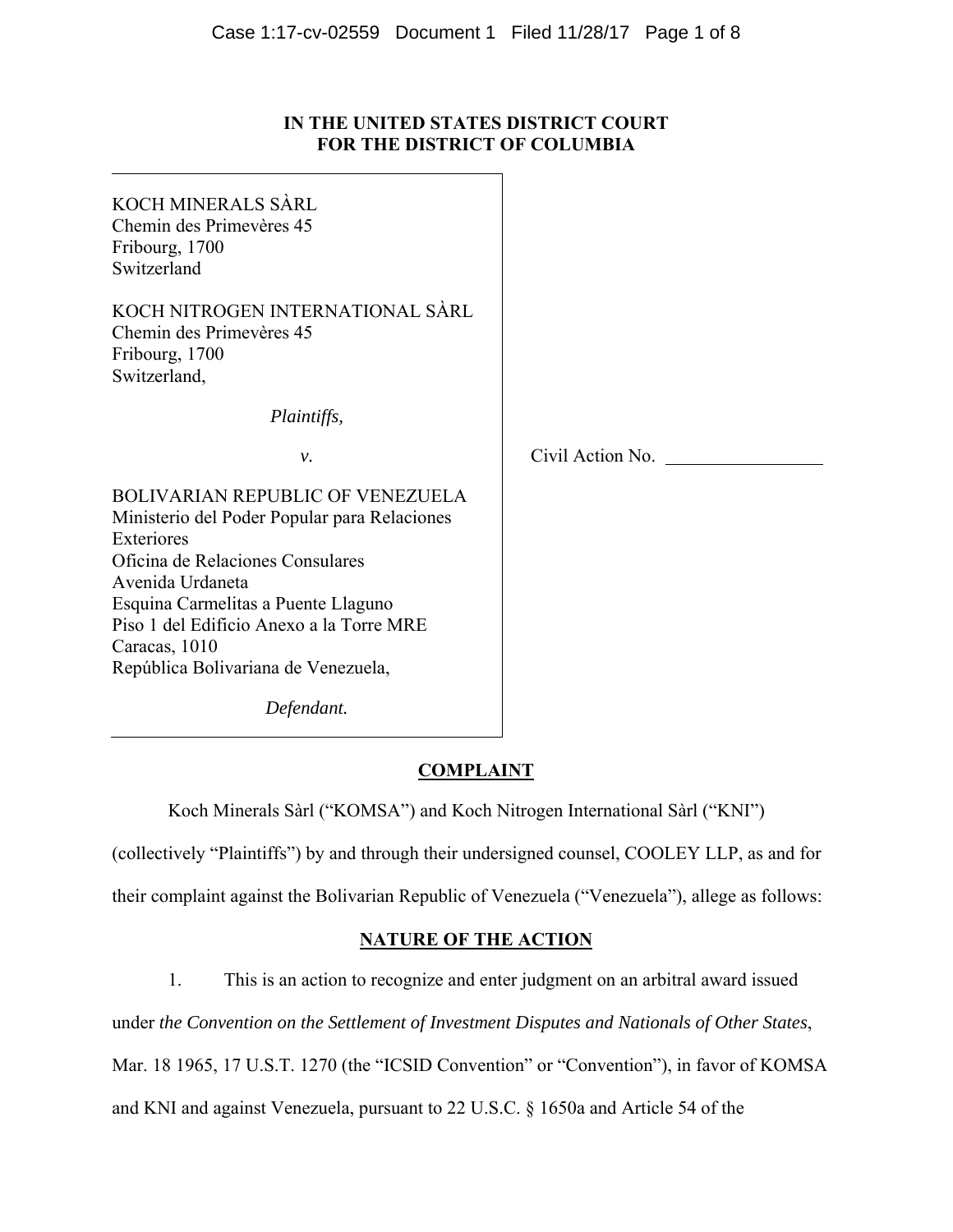# IN THE UNITED STATES DISTRICT COURT
# FOR THE DISTRICT OF COLUMBIA

KOCH MINERALS SÀRL
Chemin des Primevères 45
Fribourg, 1700
Switzerland

KOCH NITROGEN INTERNATIONAL SÀRL
Chemin des Primevères 45
Fribourg, 1700
Switzerland,

*Plaintiffs,*

*v.*

BOLIVARIAN REPUBLIC OF VENEZUELA
Ministerio del Poder Popular para Relaciones Exteriores
Oficina de Relaciones Consulares
Avenida Urdaneta
Esquina Carmelitas a Puente Llaguno
Piso 1 del Edificio Anexo a la Torre MRE
Caracas, 1010
República Bolivariana de Venezuela,

*Defendant.*

Civil Action No. ________________

## COMPLAINT

Koch Minerals Sàrl ("KOMSA") and Koch Nitrogen International Sàrl ("KNI") (collectively "Plaintiffs") by and through their undersigned counsel, COOLEY LLP, as and for their complaint against the Bolivarian Republic of Venezuela ("Venezuela"), allege as follows:

## NATURE OF THE ACTION

1. This is an action to recognize and enter judgment on an arbitral award issued under *the Convention on the Settlement of Investment Disputes and Nationals of Other States*, Mar. 18 1965, 17 U.S.T. 1270 (the "ICSID Convention" or "Convention"), in favor of KOMSA and KNI and against Venezuela, pursuant to 22 U.S.C. § 1650a and Article 54 of the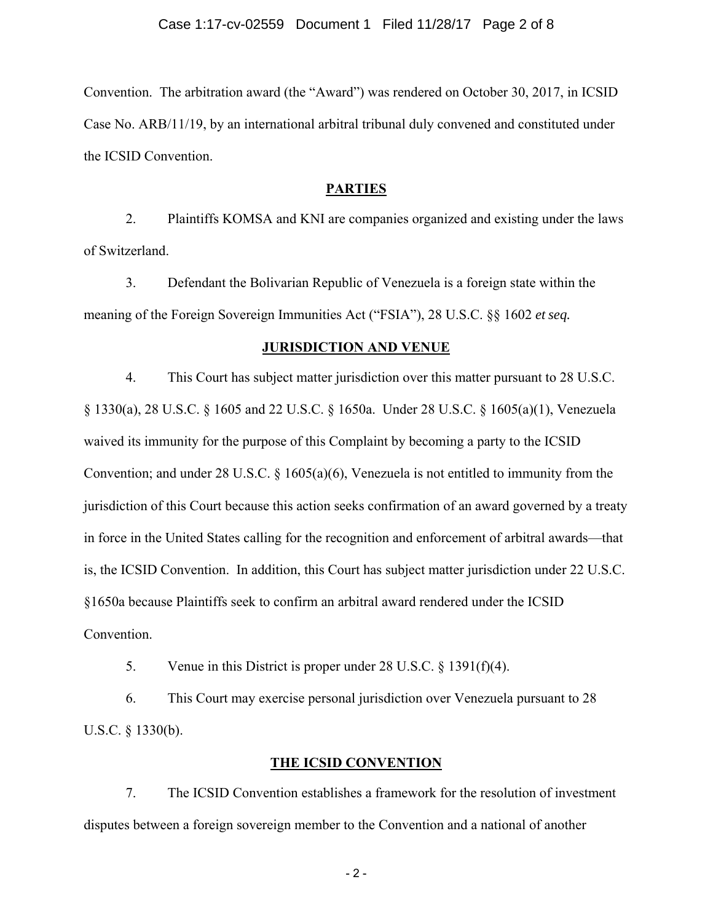Convention. The arbitration award (the "Award") was rendered on October 30, 2017, in ICSID Case No. ARB/11/19, by an international arbitral tribunal duly convened and constituted under the ICSID Convention.

## PARTIES

2. Plaintiffs KOMSA and KNI are companies organized and existing under the laws of Switzerland.

3. Defendant the Bolivarian Republic of Venezuela is a foreign state within the meaning of the Foreign Sovereign Immunities Act ("FSIA"), 28 U.S.C. §§ 1602 *et seq.*

## JURISDICTION AND VENUE

4. This Court has subject matter jurisdiction over this matter pursuant to 28 U.S.C. § 1330(a), 28 U.S.C. § 1605 and 22 U.S.C. § 1650a. Under 28 U.S.C. § 1605(a)(1), Venezuela waived its immunity for the purpose of this Complaint by becoming a party to the ICSID Convention; and under 28 U.S.C. § 1605(a)(6), Venezuela is not entitled to immunity from the jurisdiction of this Court because this action seeks confirmation of an award governed by a treaty in force in the United States calling for the recognition and enforcement of arbitral awards—that is, the ICSID Convention. In addition, this Court has subject matter jurisdiction under 22 U.S.C. §1650a because Plaintiffs seek to confirm an arbitral award rendered under the ICSID Convention.

5. Venue in this District is proper under 28 U.S.C. § 1391(f)(4).

6. This Court may exercise personal jurisdiction over Venezuela pursuant to 28 U.S.C. § 1330(b).

## THE ICSID CONVENTION

7. The ICSID Convention establishes a framework for the resolution of investment disputes between a foreign sovereign member to the Convention and a national of another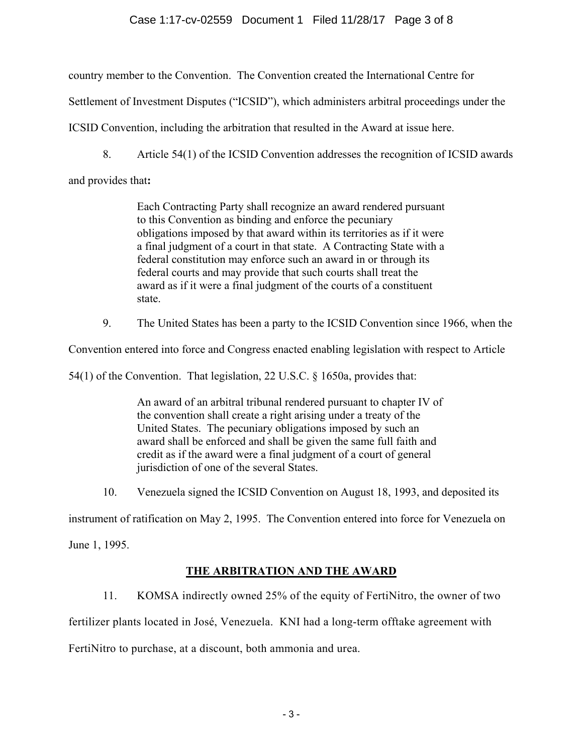country member to the Convention. The Convention created the International Centre for Settlement of Investment Disputes ("ICSID"), which administers arbitral proceedings under the ICSID Convention, including the arbitration that resulted in the Award at issue here.

8. Article 54(1) of the ICSID Convention addresses the recognition of ICSID awards and provides that**:**

> Each Contracting Party shall recognize an award rendered pursuant to this Convention as binding and enforce the pecuniary obligations imposed by that award within its territories as if it were a final judgment of a court in that state. A Contracting State with a federal constitution may enforce such an award in or through its federal courts and may provide that such courts shall treat the award as if it were a final judgment of the courts of a constituent state.

9. The United States has been a party to the ICSID Convention since 1966, when the Convention entered into force and Congress enacted enabling legislation with respect to Article 54(1) of the Convention. That legislation, 22 U.S.C. § 1650a, provides that:

> An award of an arbitral tribunal rendered pursuant to chapter IV of the convention shall create a right arising under a treaty of the United States. The pecuniary obligations imposed by such an award shall be enforced and shall be given the same full faith and credit as if the award were a final judgment of a court of general jurisdiction of one of the several States.

10. Venezuela signed the ICSID Convention on August 18, 1993, and deposited its instrument of ratification on May 2, 1995. The Convention entered into force for Venezuela on June 1, 1995.

## THE ARBITRATION AND THE AWARD

11. KOMSA indirectly owned 25% of the equity of FertiNitro, the owner of two fertilizer plants located in José, Venezuela. KNI had a long-term offtake agreement with FertiNitro to purchase, at a discount, both ammonia and urea.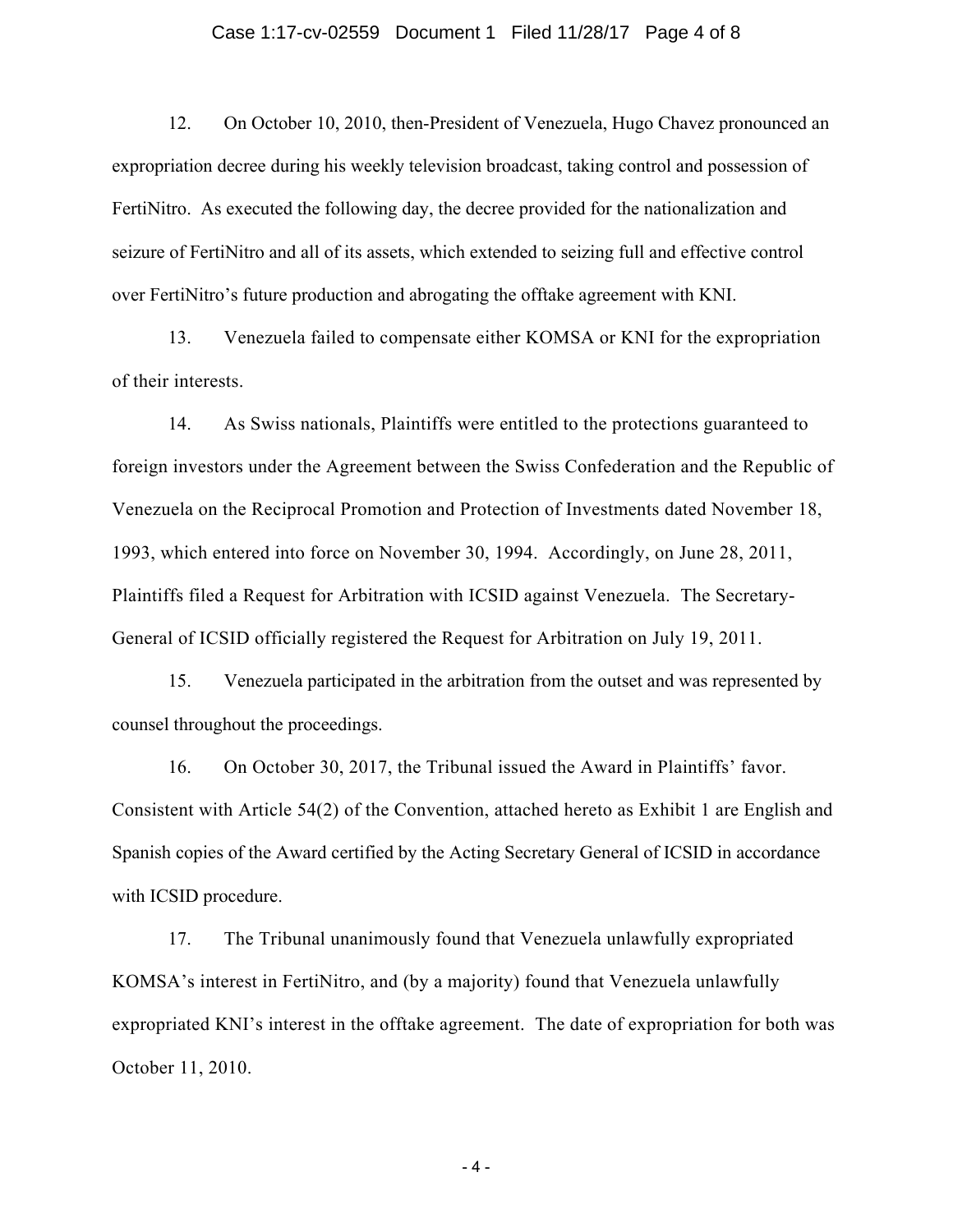12. On October 10, 2010, then-President of Venezuela, Hugo Chavez pronounced an expropriation decree during his weekly television broadcast, taking control and possession of FertiNitro. As executed the following day, the decree provided for the nationalization and seizure of FertiNitro and all of its assets, which extended to seizing full and effective control over FertiNitro's future production and abrogating the offtake agreement with KNI.

13. Venezuela failed to compensate either KOMSA or KNI for the expropriation of their interests.

14. As Swiss nationals, Plaintiffs were entitled to the protections guaranteed to foreign investors under the Agreement between the Swiss Confederation and the Republic of Venezuela on the Reciprocal Promotion and Protection of Investments dated November 18, 1993, which entered into force on November 30, 1994. Accordingly, on June 28, 2011, Plaintiffs filed a Request for Arbitration with ICSID against Venezuela. The Secretary-General of ICSID officially registered the Request for Arbitration on July 19, 2011.

15. Venezuela participated in the arbitration from the outset and was represented by counsel throughout the proceedings.

16. On October 30, 2017, the Tribunal issued the Award in Plaintiffs' favor. Consistent with Article 54(2) of the Convention, attached hereto as Exhibit 1 are English and Spanish copies of the Award certified by the Acting Secretary General of ICSID in accordance with ICSID procedure.

17. The Tribunal unanimously found that Venezuela unlawfully expropriated KOMSA's interest in FertiNitro, and (by a majority) found that Venezuela unlawfully expropriated KNI's interest in the offtake agreement. The date of expropriation for both was October 11, 2010.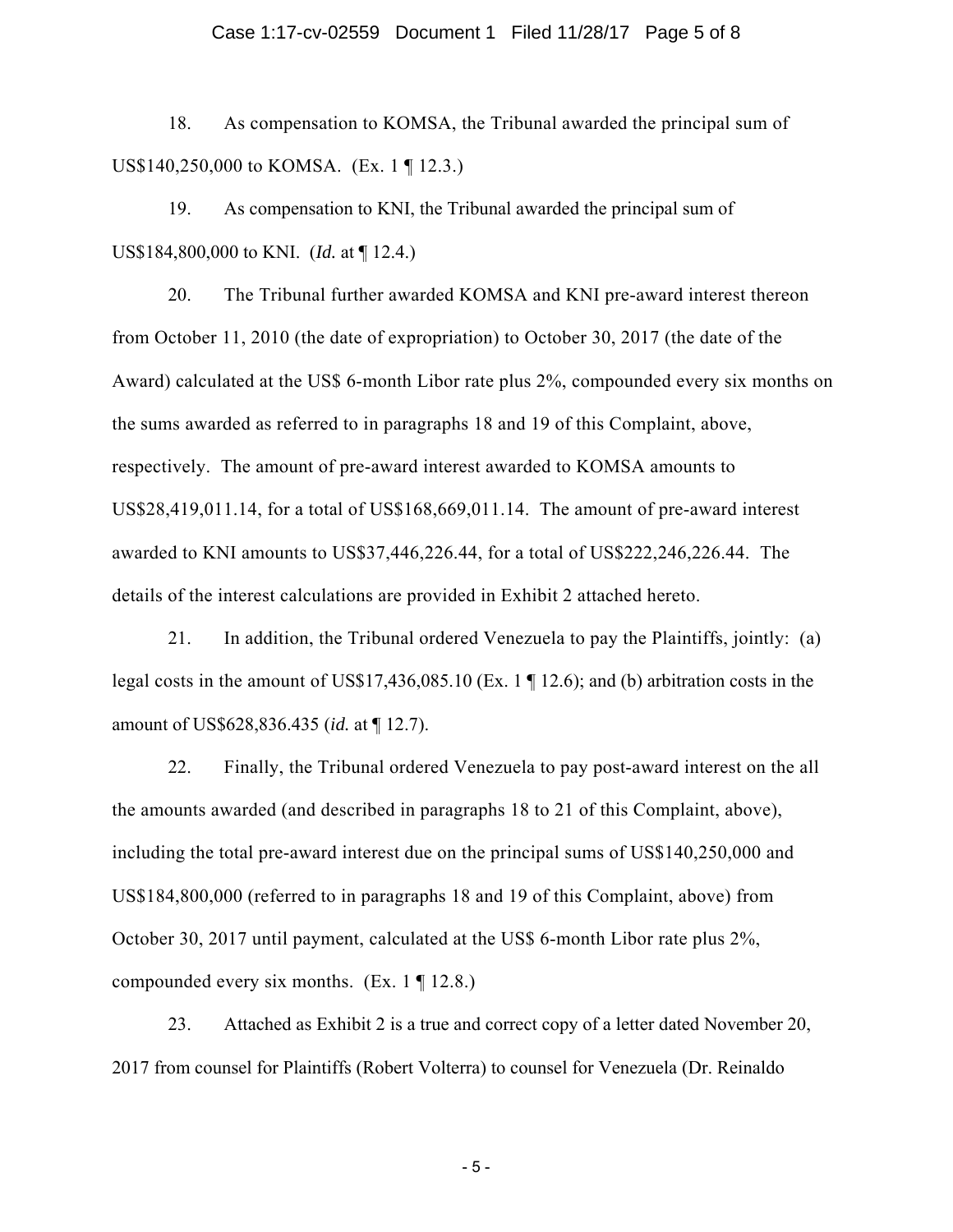18. As compensation to KOMSA, the Tribunal awarded the principal sum of US$140,250,000 to KOMSA. (Ex. 1 ¶ 12.3.)

19. As compensation to KNI, the Tribunal awarded the principal sum of US$184,800,000 to KNI. (*Id.* at ¶ 12.4.)

20. The Tribunal further awarded KOMSA and KNI pre-award interest thereon from October 11, 2010 (the date of expropriation) to October 30, 2017 (the date of the Award) calculated at the US$ 6-month Libor rate plus 2%, compounded every six months on the sums awarded as referred to in paragraphs 18 and 19 of this Complaint, above, respectively. The amount of pre-award interest awarded to KOMSA amounts to US$28,419,011.14, for a total of US$168,669,011.14. The amount of pre-award interest awarded to KNI amounts to US$37,446,226.44, for a total of US$222,246,226.44. The details of the interest calculations are provided in Exhibit 2 attached hereto.

21. In addition, the Tribunal ordered Venezuela to pay the Plaintiffs, jointly: (a) legal costs in the amount of US$17,436,085.10 (Ex. 1 ¶ 12.6); and (b) arbitration costs in the amount of US$628,836.435 (*id.* at ¶ 12.7).

22. Finally, the Tribunal ordered Venezuela to pay post-award interest on the all the amounts awarded (and described in paragraphs 18 to 21 of this Complaint, above), including the total pre-award interest due on the principal sums of US$140,250,000 and US$184,800,000 (referred to in paragraphs 18 and 19 of this Complaint, above) from October 30, 2017 until payment, calculated at the US$ 6-month Libor rate plus 2%, compounded every six months. (Ex. 1 ¶ 12.8.)

23. Attached as Exhibit 2 is a true and correct copy of a letter dated November 20, 2017 from counsel for Plaintiffs (Robert Volterra) to counsel for Venezuela (Dr. Reinaldo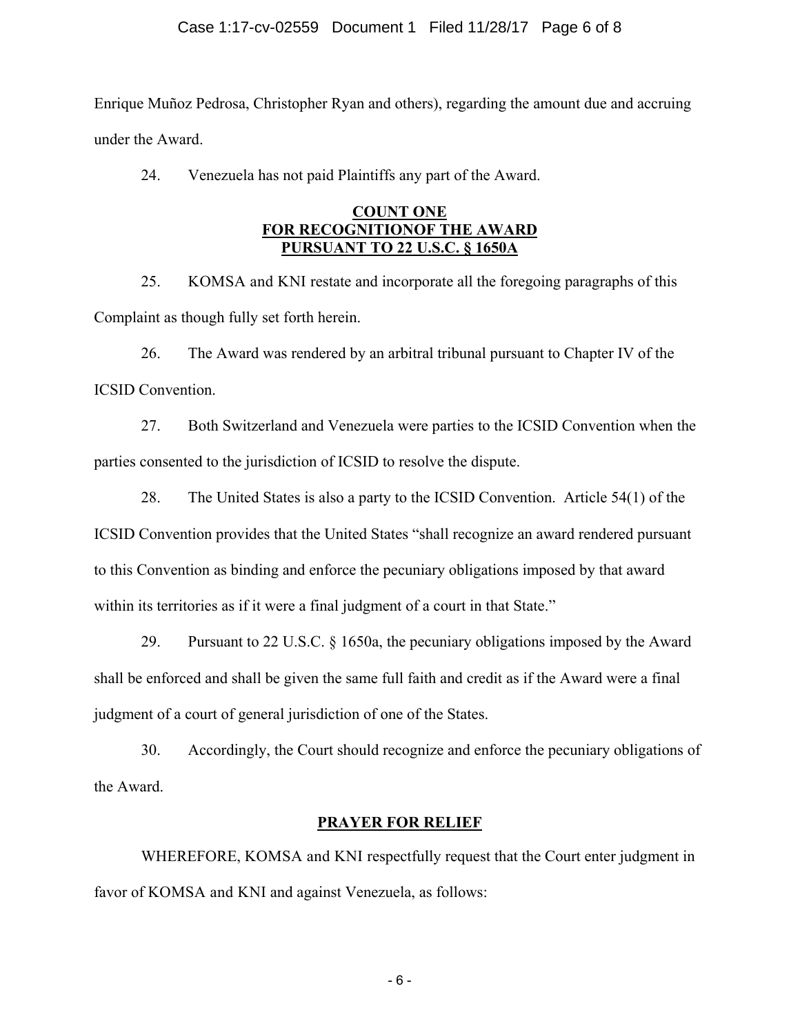Enrique Muñoz Pedrosa, Christopher Ryan and others), regarding the amount due and accruing under the Award.

24. Venezuela has not paid Plaintiffs any part of the Award.

**COUNT ONE**
**FOR RECOGNITIONOF THE AWARD**
**PURSUANT TO 22 U.S.C. § 1650A**

25. KOMSA and KNI restate and incorporate all the foregoing paragraphs of this Complaint as though fully set forth herein.

26. The Award was rendered by an arbitral tribunal pursuant to Chapter IV of the ICSID Convention.

27. Both Switzerland and Venezuela were parties to the ICSID Convention when the parties consented to the jurisdiction of ICSID to resolve the dispute.

28. The United States is also a party to the ICSID Convention. Article 54(1) of the ICSID Convention provides that the United States "shall recognize an award rendered pursuant to this Convention as binding and enforce the pecuniary obligations imposed by that award within its territories as if it were a final judgment of a court in that State."

29. Pursuant to 22 U.S.C. § 1650a, the pecuniary obligations imposed by the Award shall be enforced and shall be given the same full faith and credit as if the Award were a final judgment of a court of general jurisdiction of one of the States.

30. Accordingly, the Court should recognize and enforce the pecuniary obligations of the Award.

**PRAYER FOR RELIEF**

WHEREFORE, KOMSA and KNI respectfully request that the Court enter judgment in favor of KOMSA and KNI and against Venezuela, as follows: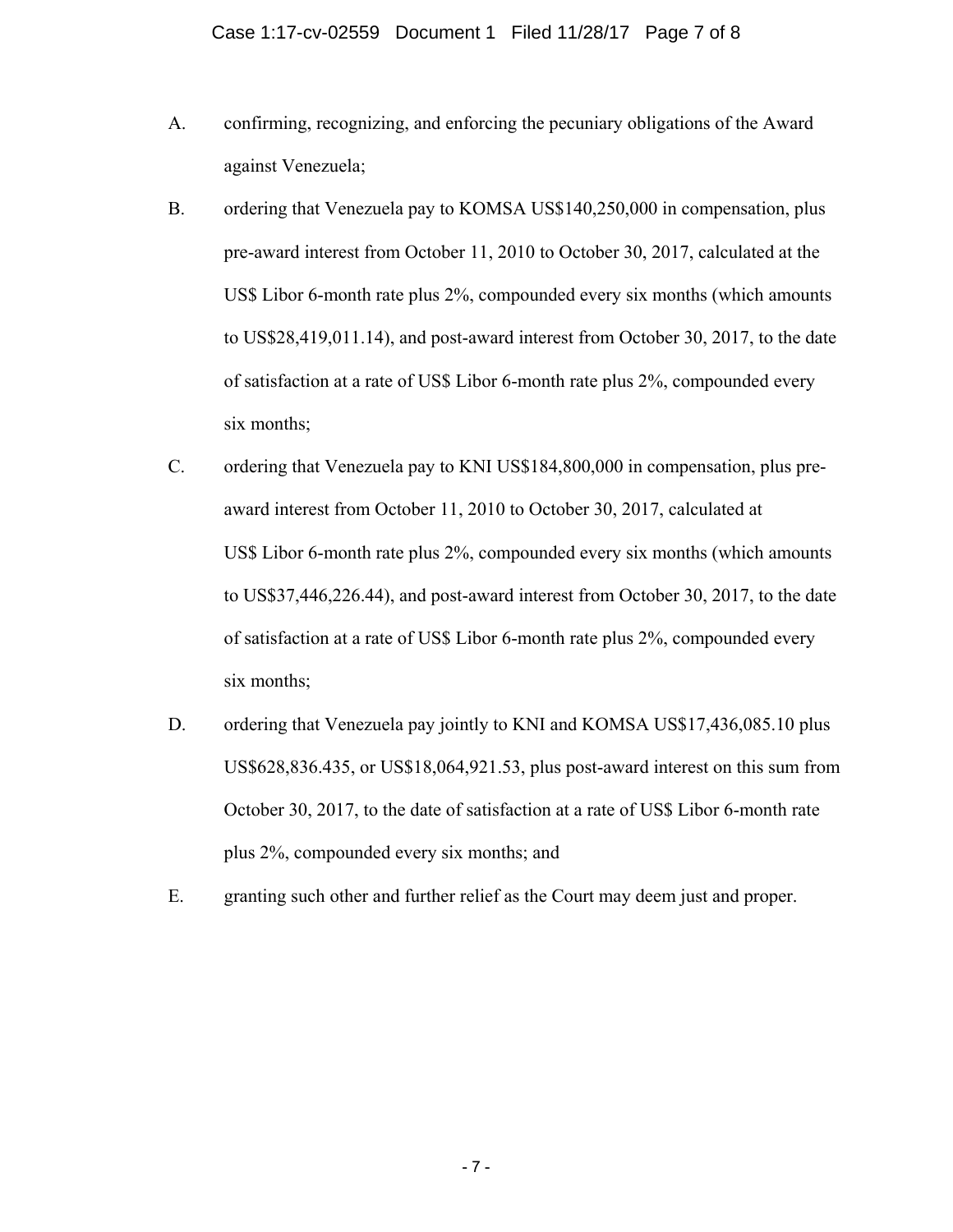A. confirming, recognizing, and enforcing the pecuniary obligations of the Award against Venezuela;

B. ordering that Venezuela pay to KOMSA US$140,250,000 in compensation, plus pre-award interest from October 11, 2010 to October 30, 2017, calculated at the US$ Libor 6-month rate plus 2%, compounded every six months (which amounts to US$28,419,011.14), and post-award interest from October 30, 2017, to the date of satisfaction at a rate of US$ Libor 6-month rate plus 2%, compounded every six months;

C. ordering that Venezuela pay to KNI US$184,800,000 in compensation, plus pre-award interest from October 11, 2010 to October 30, 2017, calculated at US$ Libor 6-month rate plus 2%, compounded every six months (which amounts to US$37,446,226.44), and post-award interest from October 30, 2017, to the date of satisfaction at a rate of US$ Libor 6-month rate plus 2%, compounded every six months;

D. ordering that Venezuela pay jointly to KNI and KOMSA US$17,436,085.10 plus US$628,836.435, or US$18,064,921.53, plus post-award interest on this sum from October 30, 2017, to the date of satisfaction at a rate of US$ Libor 6-month rate plus 2%, compounded every six months; and

E. granting such other and further relief as the Court may deem just and proper.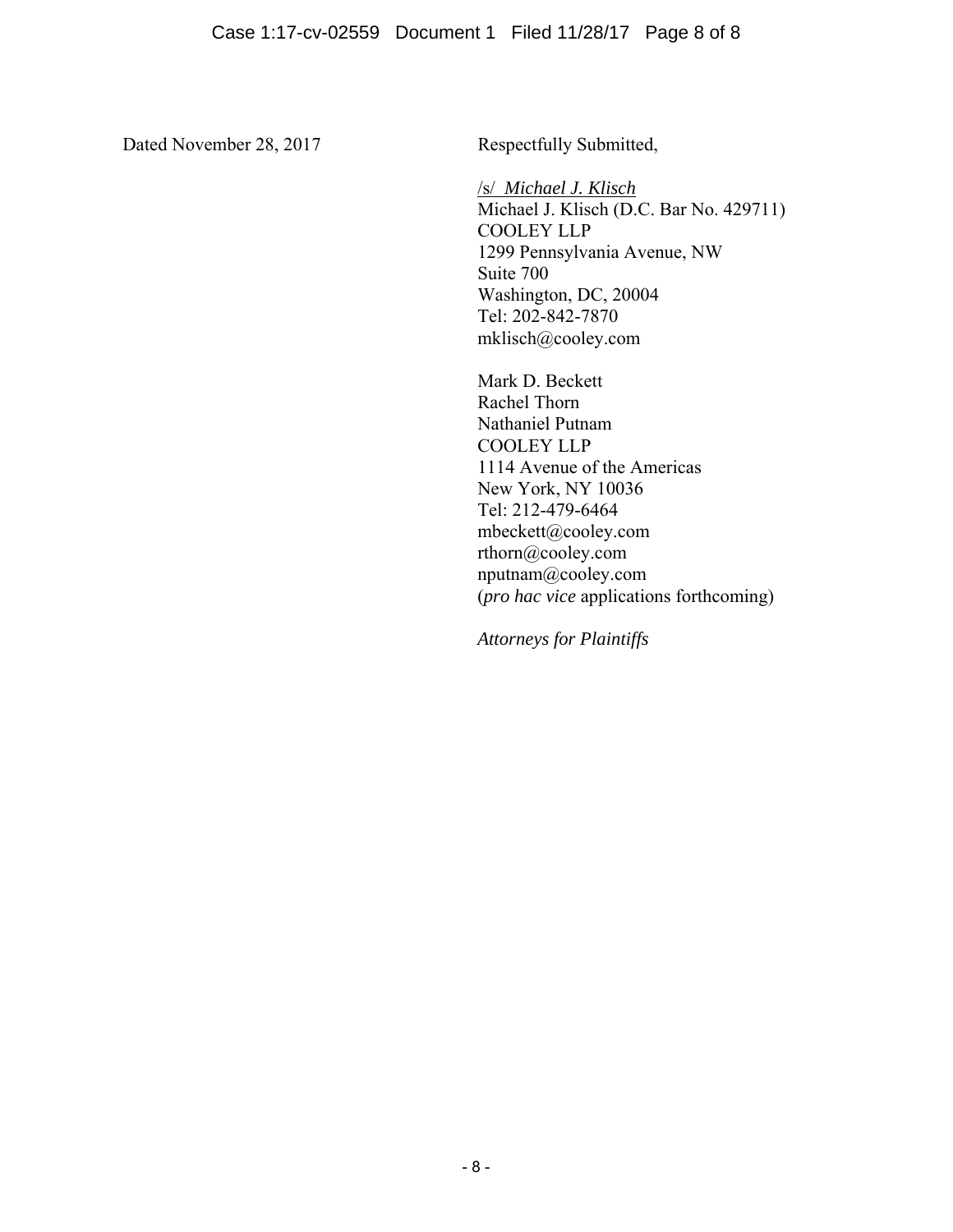Dated November 28, 2017

Respectfully Submitted,

/s/ *Michael J. Klisch*
Michael J. Klisch (D.C. Bar No. 429711)
COOLEY LLP
1299 Pennsylvania Avenue, NW
Suite 700
Washington, DC, 20004
Tel: 202-842-7870
mklisch@cooley.com

Mark D. Beckett
Rachel Thorn
Nathaniel Putnam
COOLEY LLP
1114 Avenue of the Americas
New York, NY 10036
Tel: 212-479-6464
mbeckett@cooley.com
rthorn@cooley.com
nputnam@cooley.com
(*pro hac vice* applications forthcoming)

*Attorneys for Plaintiffs*